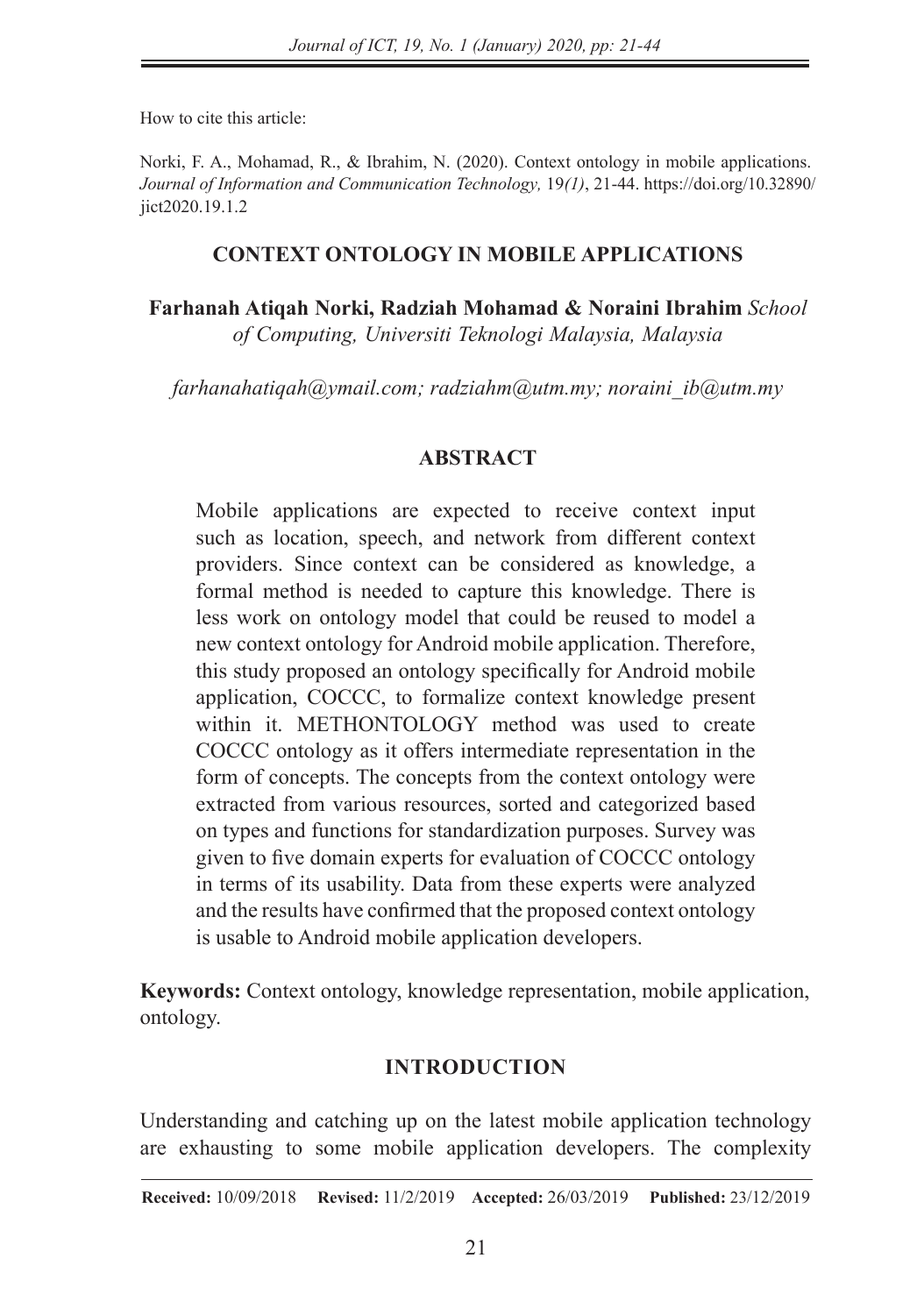How to cite this article:

Norki, F. A., Mohamad, R., & Ibrahim, N. (2020). Context ontology in mobile applications. *Journal of Information and Communication Technology,* 19*(1)*, 21-44. https://doi.org/10.32890/jict2020.19.1.2

# CONTEXT ONTOLOGY IN MOBILE APPLICATIONS

**Farhanah Atiqah Norki, Radziah Mohamad & Noraini Ibrahim** *School of Computing, Universiti Teknologi Malaysia, Malaysia*

*farhanahatiqah@ymail.com; radziahm@utm.my; noraini_ib@utm.my*

## ABSTRACT

Mobile applications are expected to receive context input such as location, speech, and network from different context providers. Since context can be considered as knowledge, a formal method is needed to capture this knowledge. There is less work on ontology model that could be reused to model a new context ontology for Android mobile application. Therefore, this study proposed an ontology specifically for Android mobile application, COCCC, to formalize context knowledge present within it. METHONTOLOGY method was used to create COCCC ontology as it offers intermediate representation in the form of concepts. The concepts from the context ontology were extracted from various resources, sorted and categorized based on types and functions for standardization purposes. Survey was given to five domain experts for evaluation of COCCC ontology in terms of its usability. Data from these experts were analyzed and the results have confirmed that the proposed context ontology is usable to Android mobile application developers.

**Keywords:** Context ontology, knowledge representation, mobile application, ontology.

## INTRODUCTION

Understanding and catching up on the latest mobile application technology are exhausting to some mobile application developers. The complexity

**Received:** 10/09/2018 **Revised:** 11/2/2019 **Accepted:** 26/03/2019 **Published:** 23/12/2019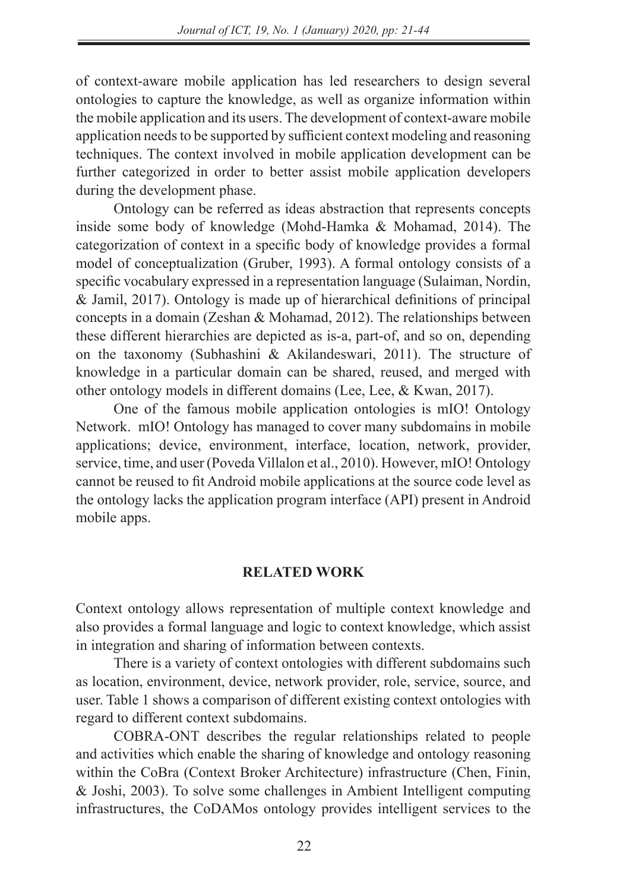of context-aware mobile application has led researchers to design several ontologies to capture the knowledge, as well as organize information within the mobile application and its users. The development of context-aware mobile application needs to be supported by sufficient context modeling and reasoning techniques. The context involved in mobile application development can be further categorized in order to better assist mobile application developers during the development phase.

Ontology can be referred as ideas abstraction that represents concepts inside some body of knowledge (Mohd-Hamka & Mohamad, 2014). The categorization of context in a specific body of knowledge provides a formal model of conceptualization (Gruber, 1993). A formal ontology consists of a specific vocabulary expressed in a representation language (Sulaiman, Nordin, & Jamil, 2017). Ontology is made up of hierarchical definitions of principal concepts in a domain (Zeshan & Mohamad, 2012). The relationships between these different hierarchies are depicted as is-a, part-of, and so on, depending on the taxonomy (Subhashini & Akilandeswari, 2011). The structure of knowledge in a particular domain can be shared, reused, and merged with other ontology models in different domains (Lee, Lee, & Kwan, 2017).

One of the famous mobile application ontologies is mIO! Ontology Network. mIO! Ontology has managed to cover many subdomains in mobile applications; device, environment, interface, location, network, provider, service, time, and user (Poveda Villalon et al., 2010). However, mIO! Ontology cannot be reused to fit Android mobile applications at the source code level as the ontology lacks the application program interface (API) present in Android mobile apps.

## RELATED WORK

Context ontology allows representation of multiple context knowledge and also provides a formal language and logic to context knowledge, which assist in integration and sharing of information between contexts.

There is a variety of context ontologies with different subdomains such as location, environment, device, network provider, role, service, source, and user. Table 1 shows a comparison of different existing context ontologies with regard to different context subdomains.

COBRA-ONT describes the regular relationships related to people and activities which enable the sharing of knowledge and ontology reasoning within the CoBra (Context Broker Architecture) infrastructure (Chen, Finin, & Joshi, 2003). To solve some challenges in Ambient Intelligent computing infrastructures, the CoDAMos ontology provides intelligent services to the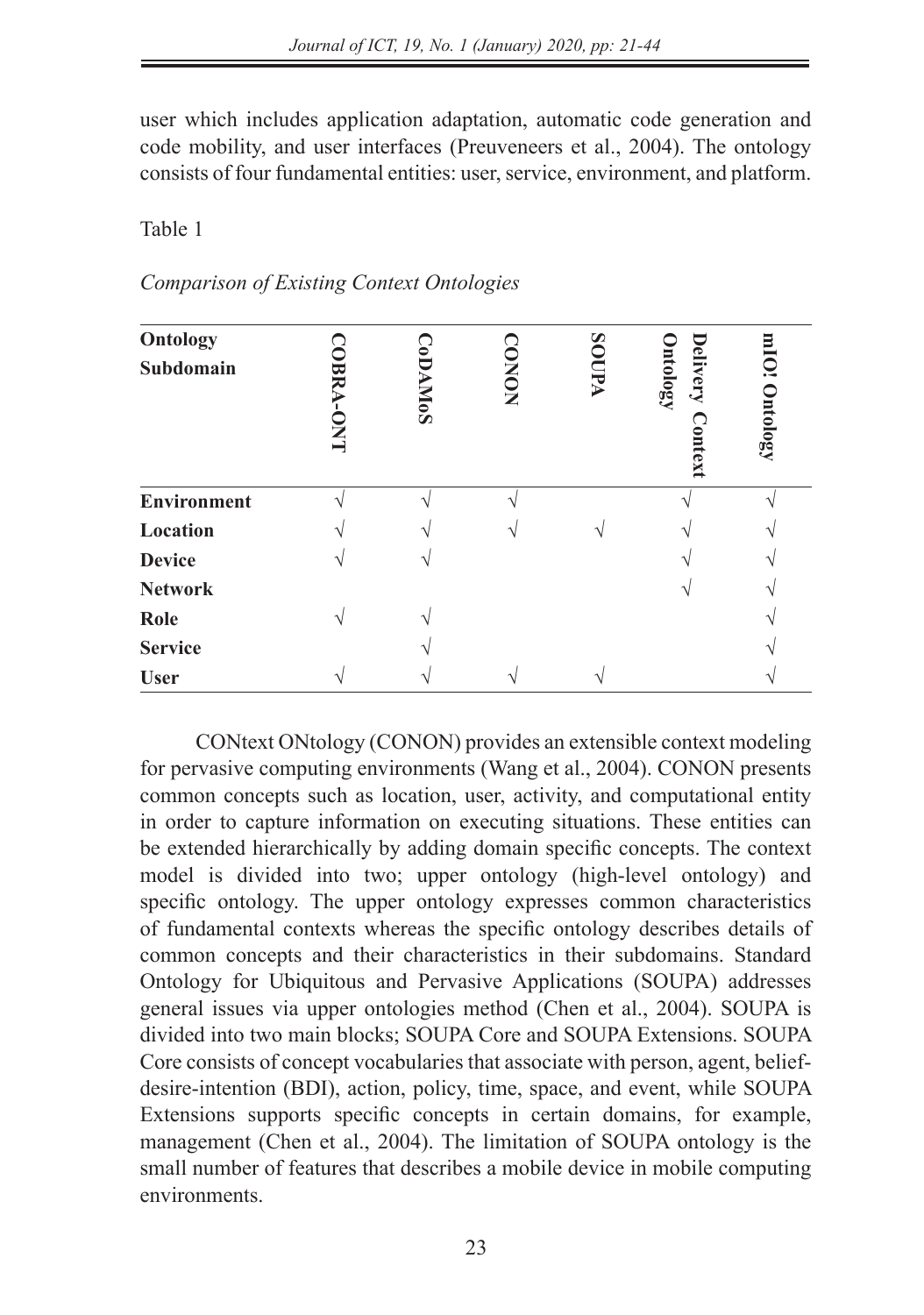user which includes application adaptation, automatic code generation and code mobility, and user interfaces (Preuveneers et al., 2004). The ontology consists of four fundamental entities: user, service, environment, and platform.

Table 1

*Comparison of Existing Context Ontologies*

| Ontology Subdomain | COBRA-ONT | CoDAMoS | CONON | SOUPA | Delivery Context Ontology | mIO! Ontology |
|---|---|---|---|---|---|---|
| **Environment** | √ | √ | √ | | √ | √ |
| **Location** | √ | √ | √ | √ | √ | √ |
| **Device** | √ | √ | | | √ | √ |
| **Network** | | | | | √ | √ |
| **Role** | √ | √ | | | | √ |
| **Service** | | √ | | | | √ |
| **User** | √ | √ | √ | √ | | √ |

CONtext ONtology (CONON) provides an extensible context modeling for pervasive computing environments (Wang et al., 2004). CONON presents common concepts such as location, user, activity, and computational entity in order to capture information on executing situations. These entities can be extended hierarchically by adding domain specific concepts. The context model is divided into two; upper ontology (high-level ontology) and specific ontology. The upper ontology expresses common characteristics of fundamental contexts whereas the specific ontology describes details of common concepts and their characteristics in their subdomains. Standard Ontology for Ubiquitous and Pervasive Applications (SOUPA) addresses general issues via upper ontologies method (Chen et al., 2004). SOUPA is divided into two main blocks; SOUPA Core and SOUPA Extensions. SOUPA Core consists of concept vocabularies that associate with person, agent, belief-desire-intention (BDI), action, policy, time, space, and event, while SOUPA Extensions supports specific concepts in certain domains, for example, management (Chen et al., 2004). The limitation of SOUPA ontology is the small number of features that describes a mobile device in mobile computing environments.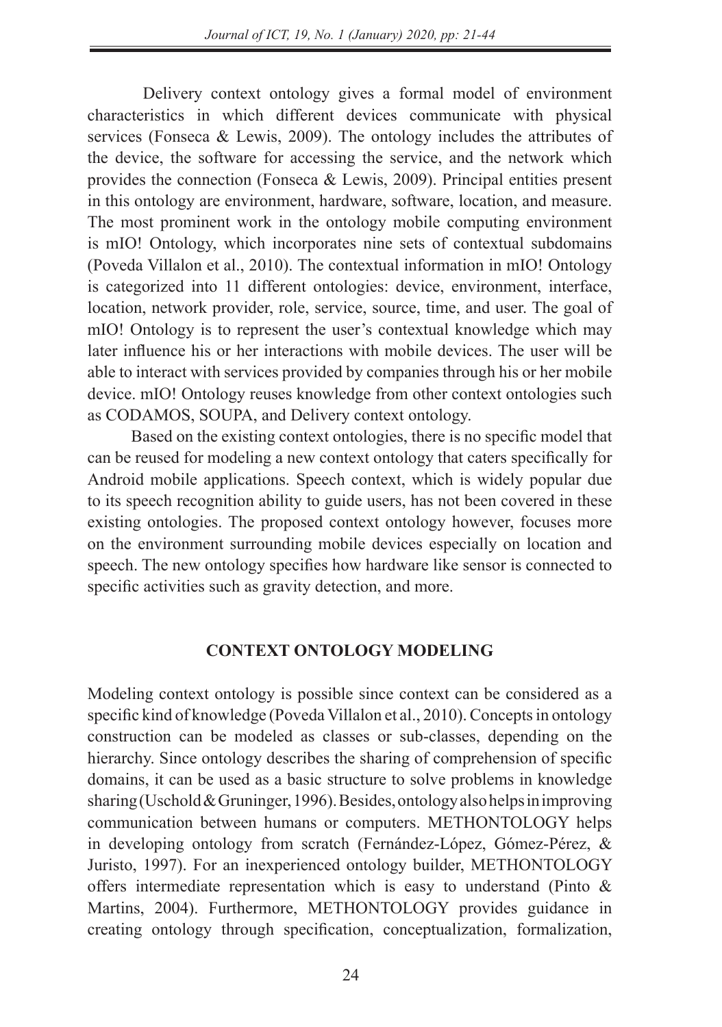Delivery context ontology gives a formal model of environment characteristics in which different devices communicate with physical services (Fonseca & Lewis, 2009). The ontology includes the attributes of the device, the software for accessing the service, and the network which provides the connection (Fonseca & Lewis, 2009). Principal entities present in this ontology are environment, hardware, software, location, and measure. The most prominent work in the ontology mobile computing environment is mIO! Ontology, which incorporates nine sets of contextual subdomains (Poveda Villalon et al., 2010). The contextual information in mIO! Ontology is categorized into 11 different ontologies: device, environment, interface, location, network provider, role, service, source, time, and user. The goal of mIO! Ontology is to represent the user's contextual knowledge which may later influence his or her interactions with mobile devices. The user will be able to interact with services provided by companies through his or her mobile device. mIO! Ontology reuses knowledge from other context ontologies such as CODAMOS, SOUPA, and Delivery context ontology.

Based on the existing context ontologies, there is no specific model that can be reused for modeling a new context ontology that caters specifically for Android mobile applications. Speech context, which is widely popular due to its speech recognition ability to guide users, has not been covered in these existing ontologies. The proposed context ontology however, focuses more on the environment surrounding mobile devices especially on location and speech. The new ontology specifies how hardware like sensor is connected to specific activities such as gravity detection, and more.

## CONTEXT ONTOLOGY MODELING

Modeling context ontology is possible since context can be considered as a specific kind of knowledge (Poveda Villalon et al., 2010). Concepts in ontology construction can be modeled as classes or sub-classes, depending on the hierarchy. Since ontology describes the sharing of comprehension of specific domains, it can be used as a basic structure to solve problems in knowledge sharing (Uschold & Gruninger, 1996). Besides, ontology also helps in improving communication between humans or computers. METHONTOLOGY helps in developing ontology from scratch (Fernández-López, Gómez-Pérez, & Juristo, 1997). For an inexperienced ontology builder, METHONTOLOGY offers intermediate representation which is easy to understand (Pinto & Martins, 2004). Furthermore, METHONTOLOGY provides guidance in creating ontology through specification, conceptualization, formalization,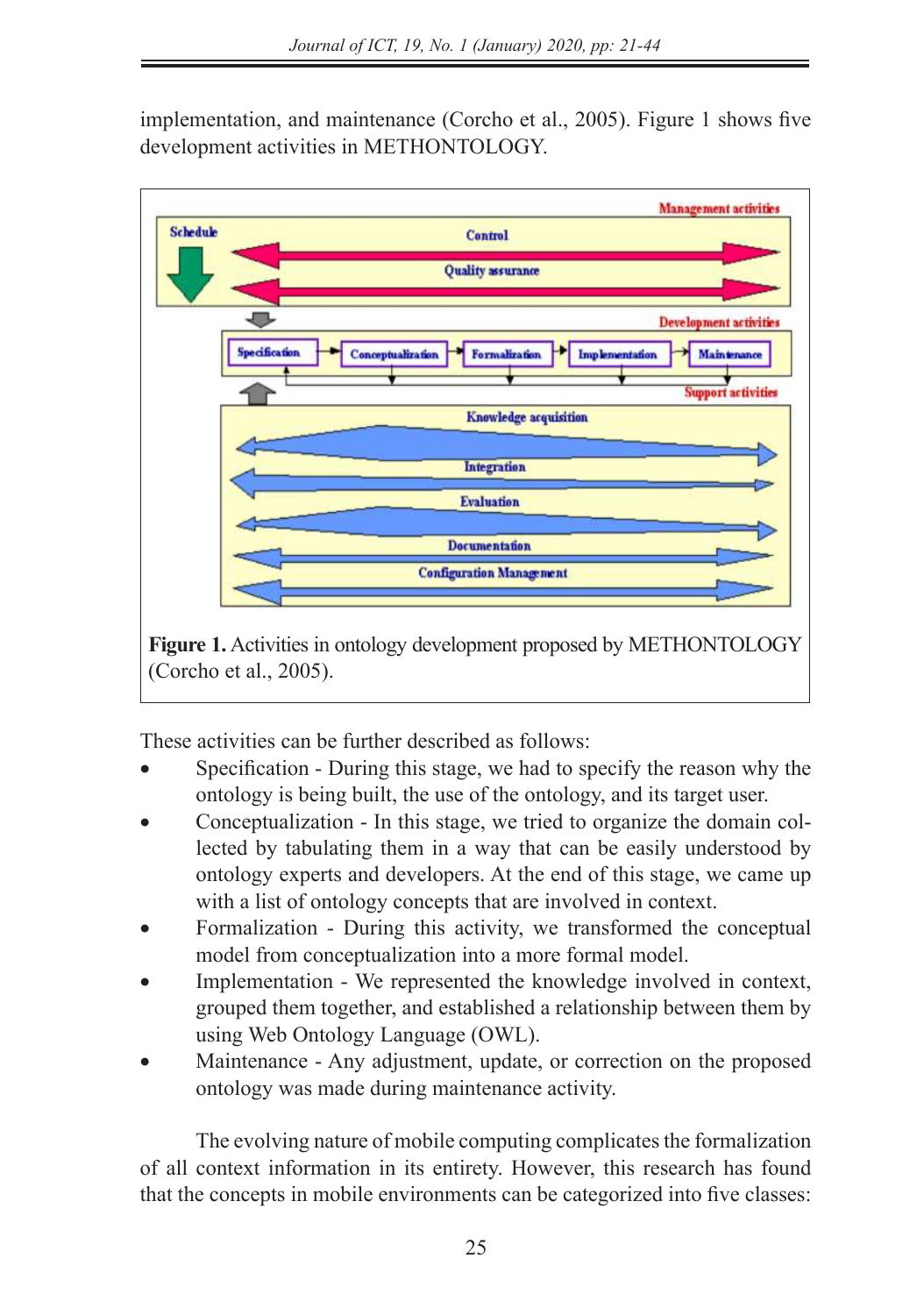implementation, and maintenance (Corcho et al., 2005). Figure 1 shows five development activities in METHONTOLOGY.

**Figure 1.** Activities in ontology development proposed by METHONTOLOGY (Corcho et al., 2005).

These activities can be further described as follows:

- Specification - During this stage, we had to specify the reason why the ontology is being built, the use of the ontology, and its target user.
- Conceptualization - In this stage, we tried to organize the domain collected by tabulating them in a way that can be easily understood by ontology experts and developers. At the end of this stage, we came up with a list of ontology concepts that are involved in context.
- Formalization - During this activity, we transformed the conceptual model from conceptualization into a more formal model.
- Implementation - We represented the knowledge involved in context, grouped them together, and established a relationship between them by using Web Ontology Language (OWL).
- Maintenance - Any adjustment, update, or correction on the proposed ontology was made during maintenance activity.

The evolving nature of mobile computing complicates the formalization of all context information in its entirety. However, this research has found that the concepts in mobile environments can be categorized into five classes: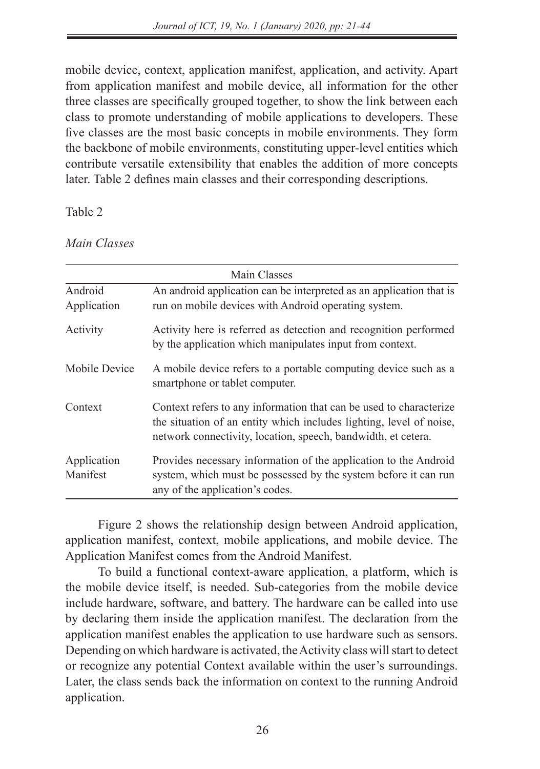mobile device, context, application manifest, application, and activity. Apart from application manifest and mobile device, all information for the other three classes are specifically grouped together, to show the link between each class to promote understanding of mobile applications to developers. These five classes are the most basic concepts in mobile environments. They form the backbone of mobile environments, constituting upper-level entities which contribute versatile extensibility that enables the addition of more concepts later. Table 2 defines main classes and their corresponding descriptions.

Table 2

*Main Classes*

| Main Classes | |
|---|---|
| Android Application | An android application can be interpreted as an application that is run on mobile devices with Android operating system. |
| Activity | Activity here is referred as detection and recognition performed by the application which manipulates input from context. |
| Mobile Device | A mobile device refers to a portable computing device such as a smartphone or tablet computer. |
| Context | Context refers to any information that can be used to characterize the situation of an entity which includes lighting, level of noise, network connectivity, location, speech, bandwidth, et cetera. |
| Application Manifest | Provides necessary information of the application to the Android system, which must be possessed by the system before it can run any of the application's codes. |

Figure 2 shows the relationship design between Android application, application manifest, context, mobile applications, and mobile device. The Application Manifest comes from the Android Manifest.

To build a functional context-aware application, a platform, which is the mobile device itself, is needed. Sub-categories from the mobile device include hardware, software, and battery. The hardware can be called into use by declaring them inside the application manifest. The declaration from the application manifest enables the application to use hardware such as sensors. Depending on which hardware is activated, the Activity class will start to detect or recognize any potential Context available within the user's surroundings. Later, the class sends back the information on context to the running Android application.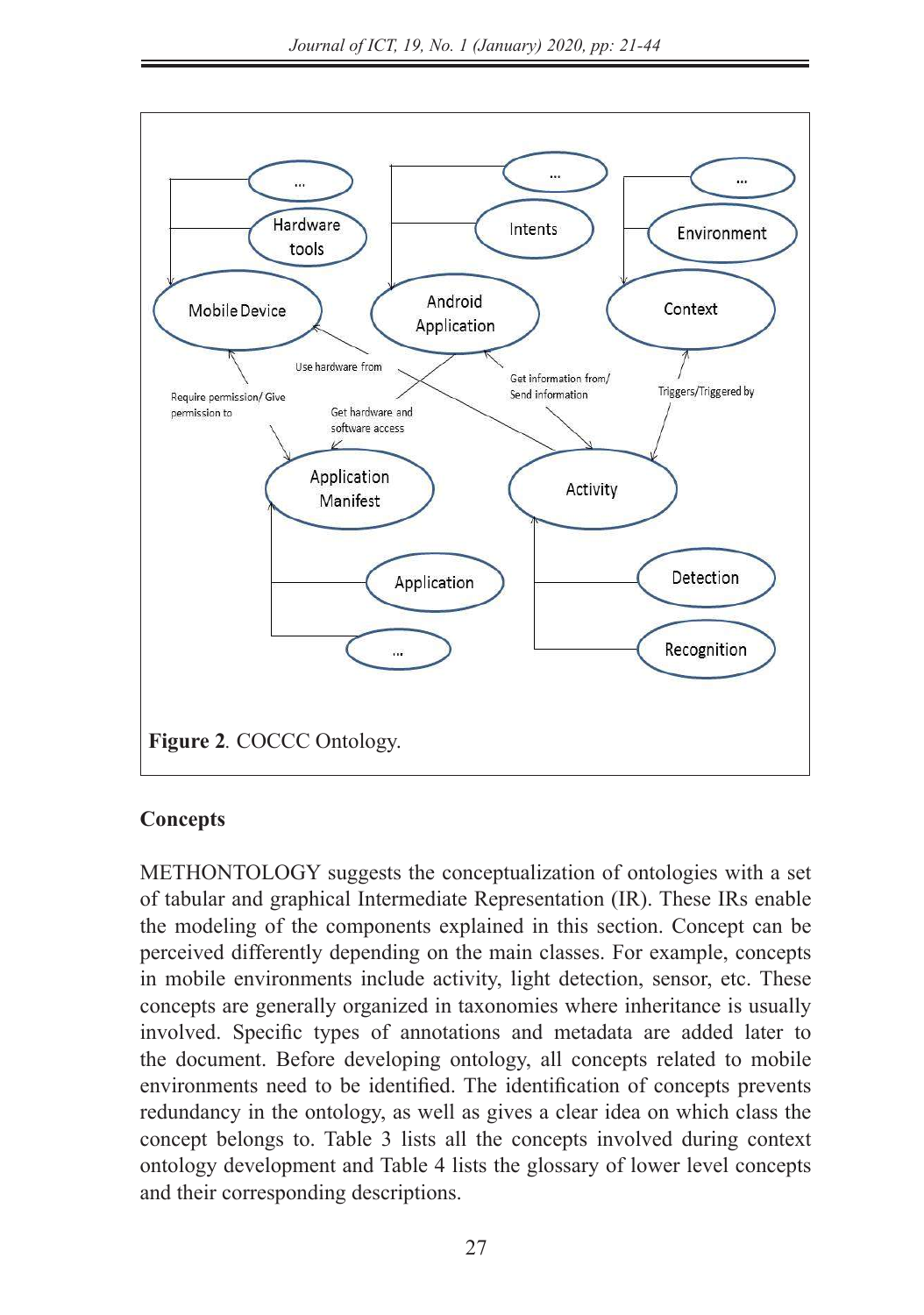**Figure 2**. COCCC Ontology.

## Concepts

METHONTOLOGY suggests the conceptualization of ontologies with a set of tabular and graphical Intermediate Representation (IR). These IRs enable the modeling of the components explained in this section. Concept can be perceived differently depending on the main classes. For example, concepts in mobile environments include activity, light detection, sensor, etc. These concepts are generally organized in taxonomies where inheritance is usually involved. Specific types of annotations and metadata are added later to the document. Before developing ontology, all concepts related to mobile environments need to be identified. The identification of concepts prevents redundancy in the ontology, as well as gives a clear idea on which class the concept belongs to. Table 3 lists all the concepts involved during context ontology development and Table 4 lists the glossary of lower level concepts and their corresponding descriptions.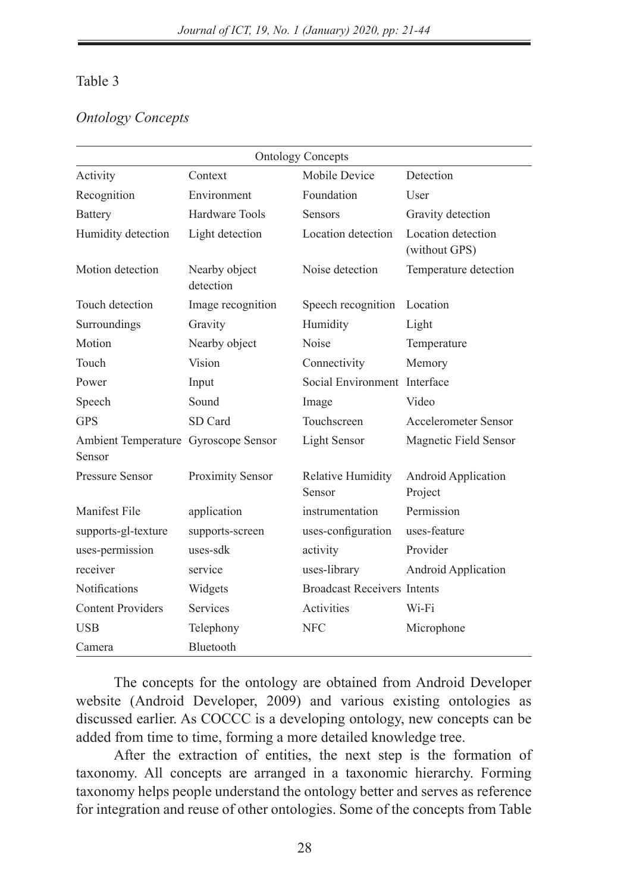Table 3

*Ontology Concepts*

| Ontology Concepts | | | |
|---|---|---|---|
| Activity | Context | Mobile Device | Detection |
| Recognition | Environment | Foundation | User |
| Battery | Hardware Tools | Sensors | Gravity detection |
| Humidity detection | Light detection | Location detection | Location detection (without GPS) |
| Motion detection | Nearby object detection | Noise detection | Temperature detection |
| Touch detection | Image recognition | Speech recognition | Location |
| Surroundings | Gravity | Humidity | Light |
| Motion | Nearby object | Noise | Temperature |
| Touch | Vision | Connectivity | Memory |
| Power | Input | Social Environment | Interface |
| Speech | Sound | Image | Video |
| GPS | SD Card | Touchscreen | Accelerometer Sensor |
| Ambient Temperature Sensor | Gyroscope Sensor | Light Sensor | Magnetic Field Sensor |
| Pressure Sensor | Proximity Sensor | Relative Humidity Sensor | Android Application Project |
| Manifest File | application | instrumentation | Permission |
| supports-gl-texture | supports-screen | uses-configuration | uses-feature |
| uses-permission | uses-sdk | activity | Provider |
| receiver | service | uses-library | Android Application |
| Notifications | Widgets | Broadcast Receivers | Intents |
| Content Providers | Services | Activities | Wi-Fi |
| USB | Telephony | NFC | Microphone |
| Camera | Bluetooth | | |

The concepts for the ontology are obtained from Android Developer website (Android Developer, 2009) and various existing ontologies as discussed earlier. As COCCC is a developing ontology, new concepts can be added from time to time, forming a more detailed knowledge tree.

After the extraction of entities, the next step is the formation of taxonomy. All concepts are arranged in a taxonomic hierarchy. Forming taxonomy helps people understand the ontology better and serves as reference for integration and reuse of other ontologies. Some of the concepts from Table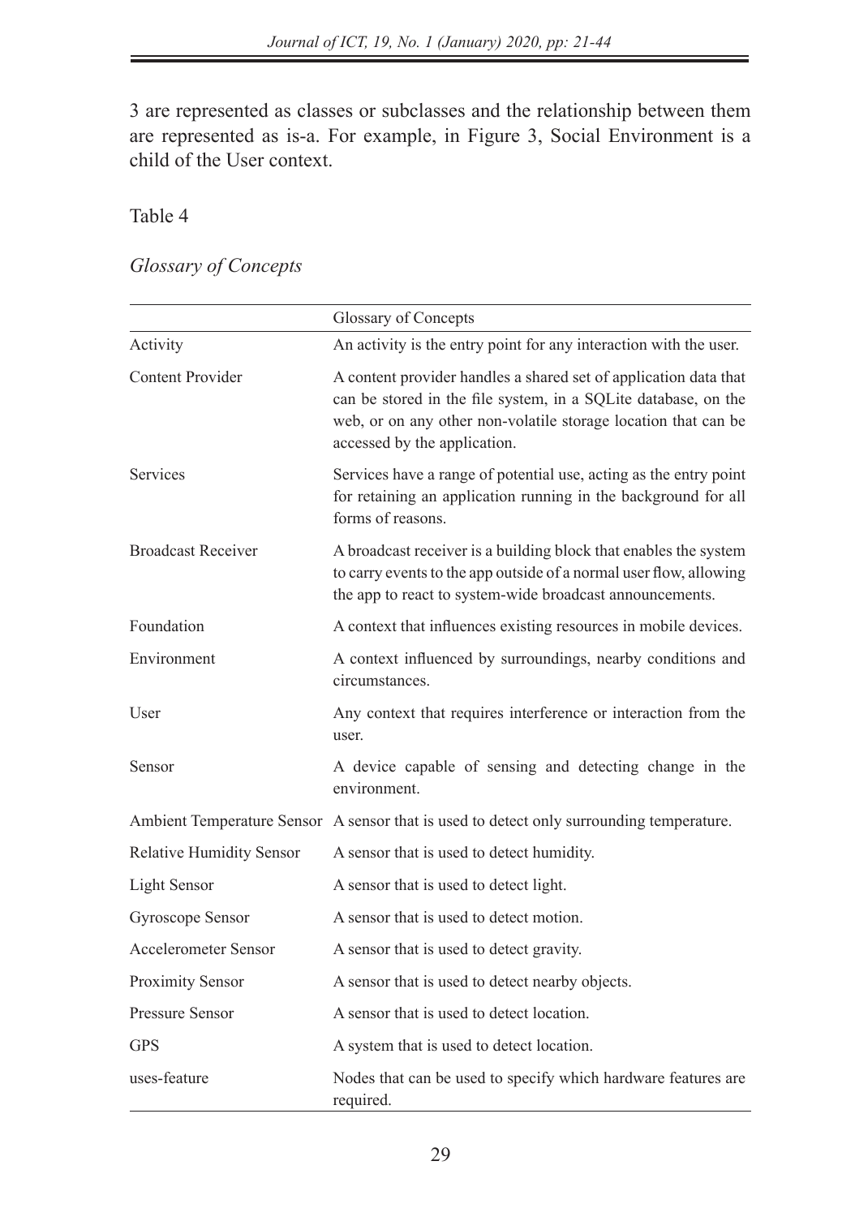3 are represented as classes or subclasses and the relationship between them are represented as is-a. For example, in Figure 3, Social Environment is a child of the User context.

Table 4

*Glossary of Concepts*

| | Glossary of Concepts |
|---|---|
| Activity | An activity is the entry point for any interaction with the user. |
| Content Provider | A content provider handles a shared set of application data that can be stored in the file system, in a SQLite database, on the web, or on any other non-volatile storage location that can be accessed by the application. |
| Services | Services have a range of potential use, acting as the entry point for retaining an application running in the background for all forms of reasons. |
| Broadcast Receiver | A broadcast receiver is a building block that enables the system to carry events to the app outside of a normal user flow, allowing the app to react to system-wide broadcast announcements. |
| Foundation | A context that influences existing resources in mobile devices. |
| Environment | A context influenced by surroundings, nearby conditions and circumstances. |
| User | Any context that requires interference or interaction from the user. |
| Sensor | A device capable of sensing and detecting change in the environment. |
| Ambient Temperature Sensor | A sensor that is used to detect only surrounding temperature. |
| Relative Humidity Sensor | A sensor that is used to detect humidity. |
| Light Sensor | A sensor that is used to detect light. |
| Gyroscope Sensor | A sensor that is used to detect motion. |
| Accelerometer Sensor | A sensor that is used to detect gravity. |
| Proximity Sensor | A sensor that is used to detect nearby objects. |
| Pressure Sensor | A sensor that is used to detect location. |
| GPS | A system that is used to detect location. |
| uses-feature | Nodes that can be used to specify which hardware features are required. |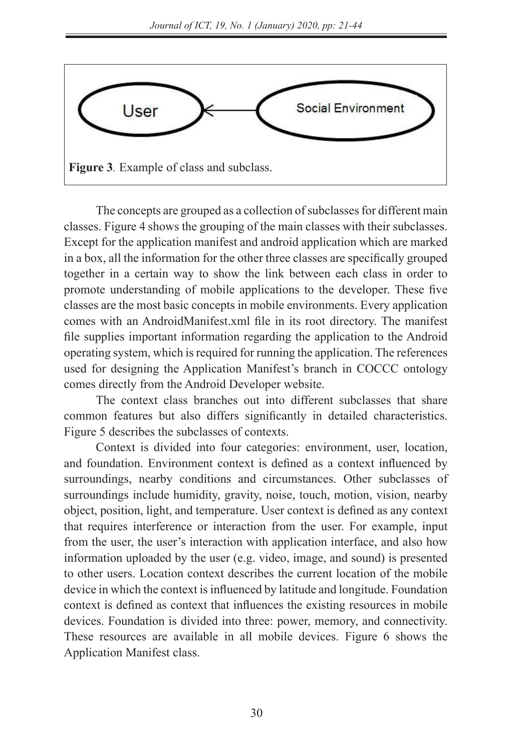**Figure 3**. Example of class and subclass.

The concepts are grouped as a collection of subclasses for different main classes. Figure 4 shows the grouping of the main classes with their subclasses. Except for the application manifest and android application which are marked in a box, all the information for the other three classes are specifically grouped together in a certain way to show the link between each class in order to promote understanding of mobile applications to the developer. These five classes are the most basic concepts in mobile environments. Every application comes with an AndroidManifest.xml file in its root directory. The manifest file supplies important information regarding the application to the Android operating system, which is required for running the application. The references used for designing the Application Manifest's branch in COCCC ontology comes directly from the Android Developer website.

The context class branches out into different subclasses that share common features but also differs significantly in detailed characteristics. Figure 5 describes the subclasses of contexts.

Context is divided into four categories: environment, user, location, and foundation. Environment context is defined as a context influenced by surroundings, nearby conditions and circumstances. Other subclasses of surroundings include humidity, gravity, noise, touch, motion, vision, nearby object, position, light, and temperature. User context is defined as any context that requires interference or interaction from the user. For example, input from the user, the user's interaction with application interface, and also how information uploaded by the user (e.g. video, image, and sound) is presented to other users. Location context describes the current location of the mobile device in which the context is influenced by latitude and longitude. Foundation context is defined as context that influences the existing resources in mobile devices. Foundation is divided into three: power, memory, and connectivity. These resources are available in all mobile devices. Figure 6 shows the Application Manifest class.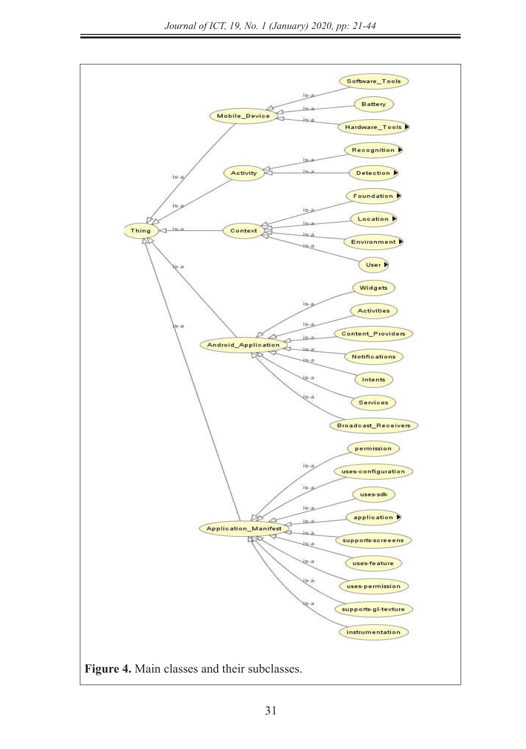**Figure 4.** Main classes and their subclasses.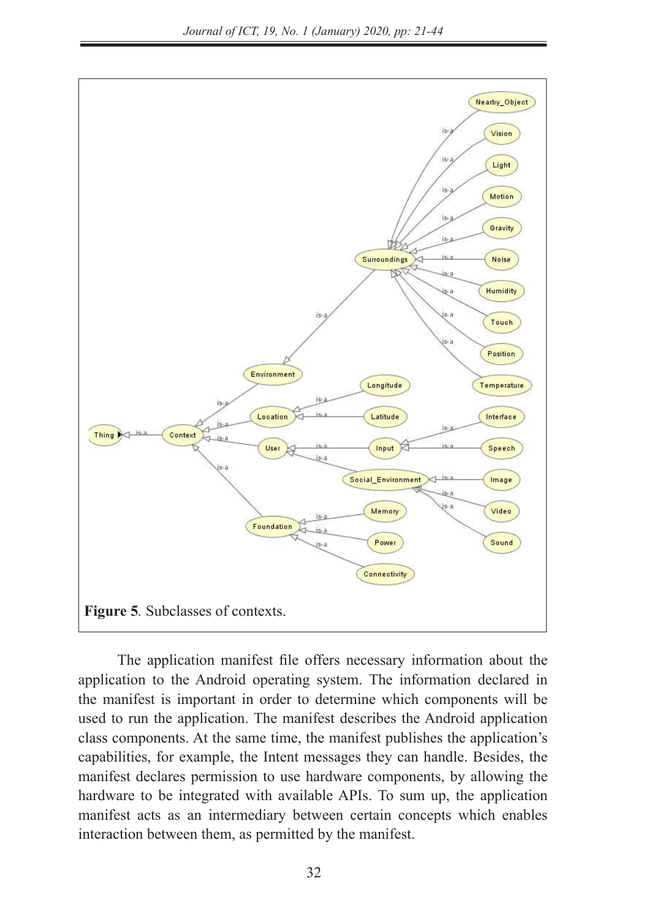**Figure 5**. Subclasses of contexts.

The application manifest file offers necessary information about the application to the Android operating system. The information declared in the manifest is important in order to determine which components will be used to run the application. The manifest describes the Android application class components. At the same time, the manifest publishes the application's capabilities, for example, the Intent messages they can handle. Besides, the manifest declares permission to use hardware components, by allowing the hardware to be integrated with available APIs. To sum up, the application manifest acts as an intermediary between certain concepts which enables interaction between them, as permitted by the manifest.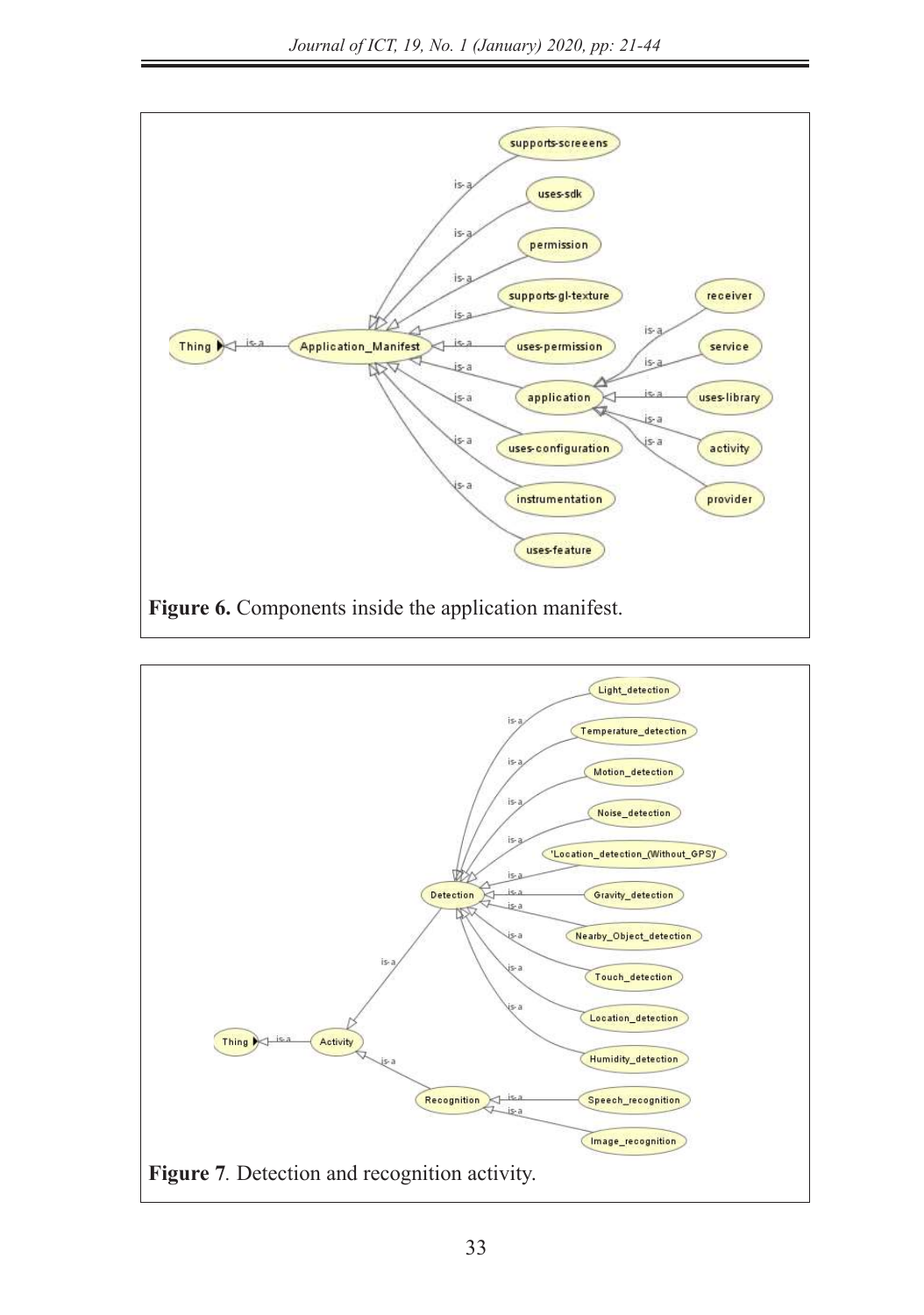**Figure 6.** Components inside the application manifest.

**Figure 7**. Detection and recognition activity.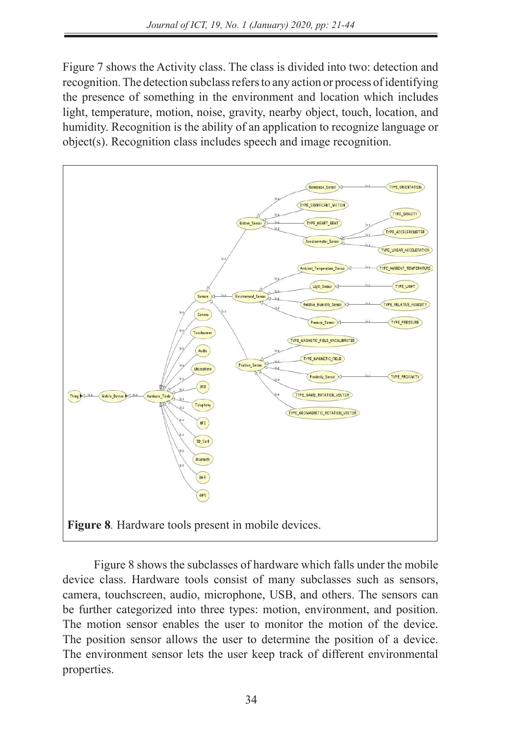Figure 7 shows the Activity class. The class is divided into two: detection and recognition. The detection subclass refers to any action or process of identifying the presence of something in the environment and location which includes light, temperature, motion, noise, gravity, nearby object, touch, location, and humidity. Recognition is the ability of an application to recognize language or object(s). Recognition class includes speech and image recognition.

**Figure 8**. Hardware tools present in mobile devices.

Figure 8 shows the subclasses of hardware which falls under the mobile device class. Hardware tools consist of many subclasses such as sensors, camera, touchscreen, audio, microphone, USB, and others. The sensors can be further categorized into three types: motion, environment, and position. The motion sensor enables the user to monitor the motion of the device. The position sensor allows the user to determine the position of a device. The environment sensor lets the user keep track of different environmental properties.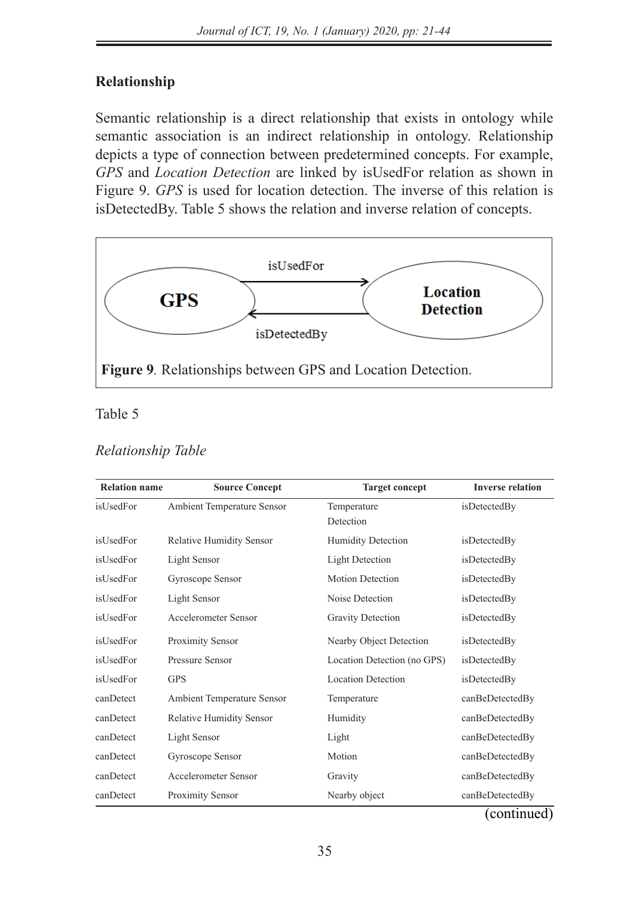## Relationship

Semantic relationship is a direct relationship that exists in ontology while semantic association is an indirect relationship in ontology. Relationship depicts a type of connection between predetermined concepts. For example, *GPS* and *Location Detection* are linked by isUsedFor relation as shown in Figure 9. *GPS* is used for location detection. The inverse of this relation is isDetectedBy. Table 5 shows the relation and inverse relation of concepts.

**Figure 9**. Relationships between GPS and Location Detection.

Table 5

*Relationship Table*

| Relation name | Source Concept | Target concept | Inverse relation |
|---|---|---|---|
| isUsedFor | Ambient Temperature Sensor | Temperature Detection | isDetectedBy |
| isUsedFor | Relative Humidity Sensor | Humidity Detection | isDetectedBy |
| isUsedFor | Light Sensor | Light Detection | isDetectedBy |
| isUsedFor | Gyroscope Sensor | Motion Detection | isDetectedBy |
| isUsedFor | Light Sensor | Noise Detection | isDetectedBy |
| isUsedFor | Accelerometer Sensor | Gravity Detection | isDetectedBy |
| isUsedFor | Proximity Sensor | Nearby Object Detection | isDetectedBy |
| isUsedFor | Pressure Sensor | Location Detection (no GPS) | isDetectedBy |
| isUsedFor | GPS | Location Detection | isDetectedBy |
| canDetect | Ambient Temperature Sensor | Temperature | canBeDetectedBy |
| canDetect | Relative Humidity Sensor | Humidity | canBeDetectedBy |
| canDetect | Light Sensor | Light | canBeDetectedBy |
| canDetect | Gyroscope Sensor | Motion | canBeDetectedBy |
| canDetect | Accelerometer Sensor | Gravity | canBeDetectedBy |
| canDetect | Proximity Sensor | Nearby object | canBeDetectedBy |

(continued)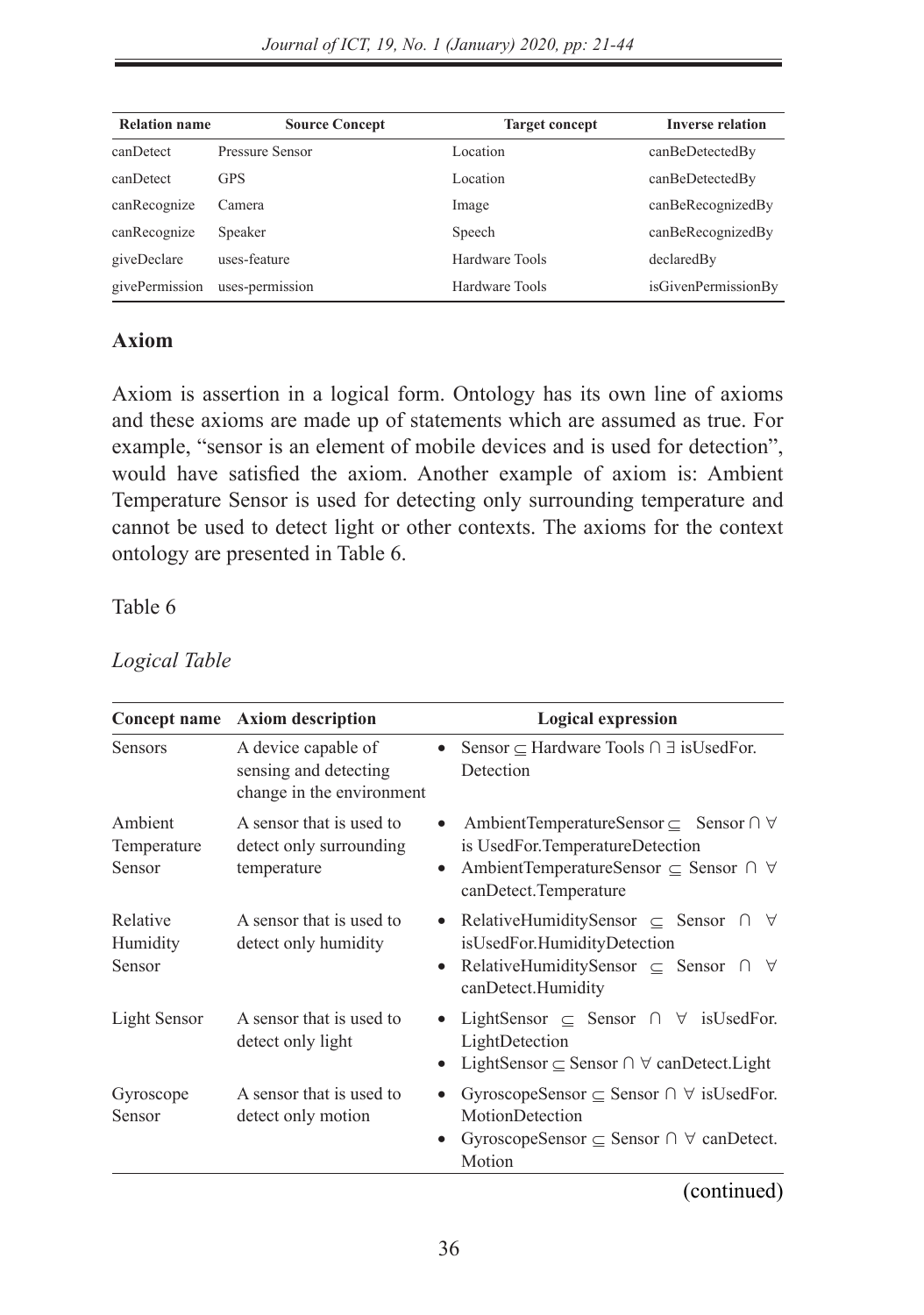| Relation name | Source Concept | Target concept | Inverse relation |
|---|---|---|---|
| canDetect | Pressure Sensor | Location | canBeDetectedBy |
| canDetect | GPS | Location | canBeDetectedBy |
| canRecognize | Camera | Image | canBeRecognizedBy |
| canRecognize | Speaker | Speech | canBeRecognizedBy |
| giveDeclare | uses-feature | Hardware Tools | declaredBy |
| givePermission | uses-permission | Hardware Tools | isGivenPermissionBy |

### Axiom

Axiom is assertion in a logical form. Ontology has its own line of axioms and these axioms are made up of statements which are assumed as true. For example, "sensor is an element of mobile devices and is used for detection", would have satisfied the axiom. Another example of axiom is: Ambient Temperature Sensor is used for detecting only surrounding temperature and cannot be used to detect light or other contexts. The axioms for the context ontology are presented in Table 6.

Table 6

*Logical Table*

| Concept name | Axiom description | Logical expression |
|---|---|---|
| Sensors | A device capable of sensing and detecting change in the environment | • Sensor $\subseteq$ Hardware Tools $\cap$ $\exists$ isUsedFor. Detection |
| Ambient Temperature Sensor | A sensor that is used to detect only surrounding temperature | • AmbientTemperatureSensor $\subseteq$ Sensor $\cap$ $\forall$ is UsedFor.TemperatureDetection<br>• AmbientTemperatureSensor $\subseteq$ Sensor $\cap$ $\forall$ canDetect.Temperature |
| Relative Humidity Sensor | A sensor that is used to detect only humidity | • RelativeHumiditySensor $\subseteq$ Sensor $\cap$ $\forall$ isUsedFor.HumidityDetection<br>• RelativeHumiditySensor $\subseteq$ Sensor $\cap$ $\forall$ canDetect.Humidity |
| Light Sensor | A sensor that is used to detect only light | • LightSensor $\subseteq$ Sensor $\cap$ $\forall$ isUsedFor. LightDetection<br>• LightSensor $\subseteq$ Sensor $\cap$ $\forall$ canDetect.Light |
| Gyroscope Sensor | A sensor that is used to detect only motion | • GyroscopeSensor $\subseteq$ Sensor $\cap$ $\forall$ isUsedFor. MotionDetection<br>• GyroscopeSensor $\subseteq$ Sensor $\cap$ $\forall$ canDetect. Motion |

(continued)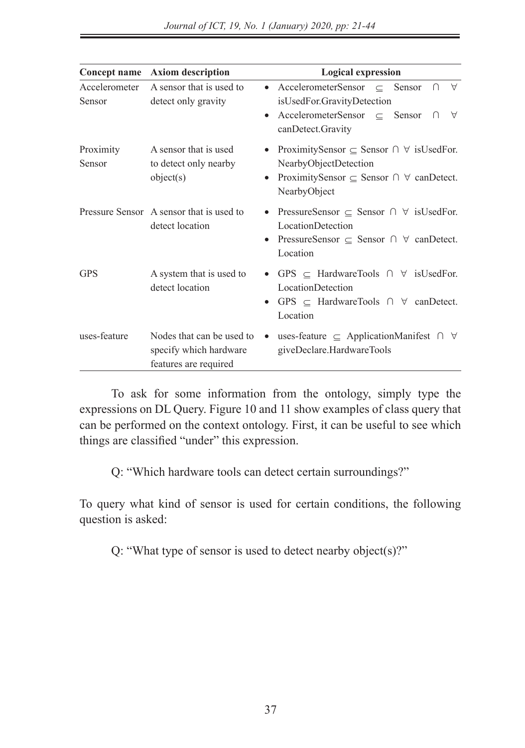| Concept name | Axiom description | Logical expression |
|---|---|---|
| Accelerometer Sensor | A sensor that is used to detect only gravity | • AccelerometerSensor ⊆ Sensor ∩ ∀ isUsedFor.GravityDetection<br>• AccelerometerSensor ⊆ Sensor ∩ ∀ canDetect.Gravity |
| Proximity Sensor | A sensor that is used to detect only nearby object(s) | • ProximitySensor ⊆ Sensor ∩ ∀ isUsedFor. NearbyObjectDetection<br>• ProximitySensor ⊆ Sensor ∩ ∀ canDetect. NearbyObject |
| Pressure Sensor | A sensor that is used to detect location | • PressureSensor ⊆ Sensor ∩ ∀ isUsedFor. LocationDetection<br>• PressureSensor ⊆ Sensor ∩ ∀ canDetect. Location |
| GPS | A system that is used to detect location | • GPS ⊆ HardwareTools ∩ ∀ isUsedFor. LocationDetection<br>• GPS ⊆ HardwareTools ∩ ∀ canDetect. Location |
| uses-feature | Nodes that can be used to specify which hardware features are required | • uses-feature ⊆ ApplicationManifest ∩ ∀ giveDeclare.HardwareTools |

To ask for some information from the ontology, simply type the expressions on DL Query. Figure 10 and 11 show examples of class query that can be performed on the context ontology. First, it can be useful to see which things are classified "under" this expression.

Q: "Which hardware tools can detect certain surroundings?"

To query what kind of sensor is used for certain conditions, the following question is asked:

Q: "What type of sensor is used to detect nearby object(s)?"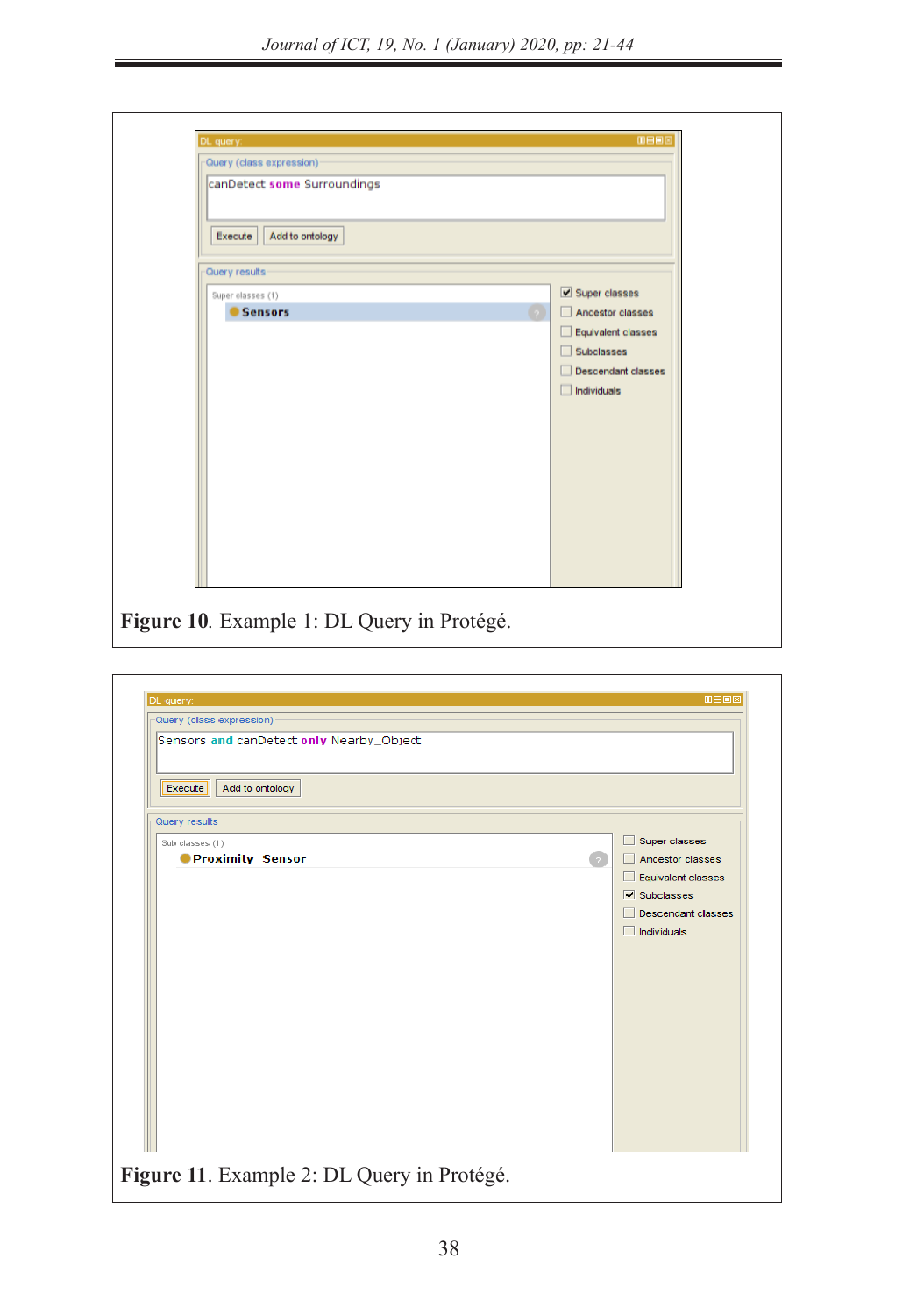**Figure 10**. Example 1: DL Query in Protégé.

**Figure 11**. Example 2: DL Query in Protégé.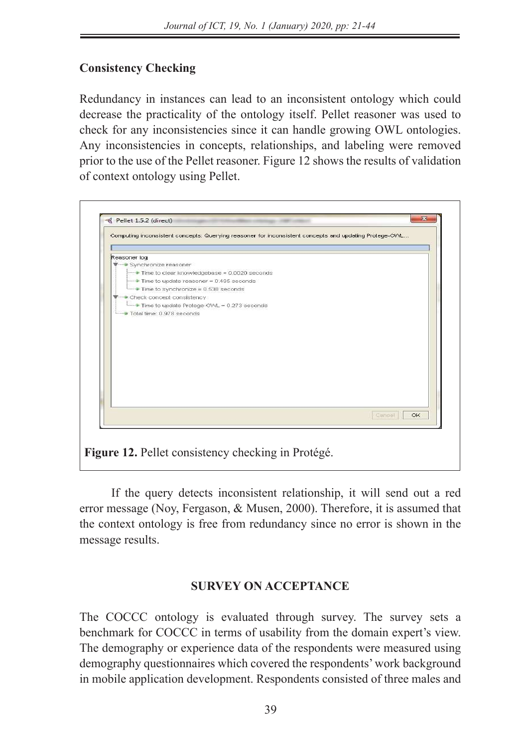### Consistency Checking

Redundancy in instances can lead to an inconsistent ontology which could decrease the practicality of the ontology itself. Pellet reasoner was used to check for any inconsistencies since it can handle growing OWL ontologies. Any inconsistencies in concepts, relationships, and labeling were removed prior to the use of the Pellet reasoner. Figure 12 shows the results of validation of context ontology using Pellet.

**Figure 12.** Pellet consistency checking in Protégé.

If the query detects inconsistent relationship, it will send out a red error message (Noy, Fergason, & Musen, 2000). Therefore, it is assumed that the context ontology is free from redundancy since no error is shown in the message results.

## SURVEY ON ACCEPTANCE

The COCCC ontology is evaluated through survey. The survey sets a benchmark for COCCC in terms of usability from the domain expert's view. The demography or experience data of the respondents were measured using demography questionnaires which covered the respondents' work background in mobile application development. Respondents consisted of three males and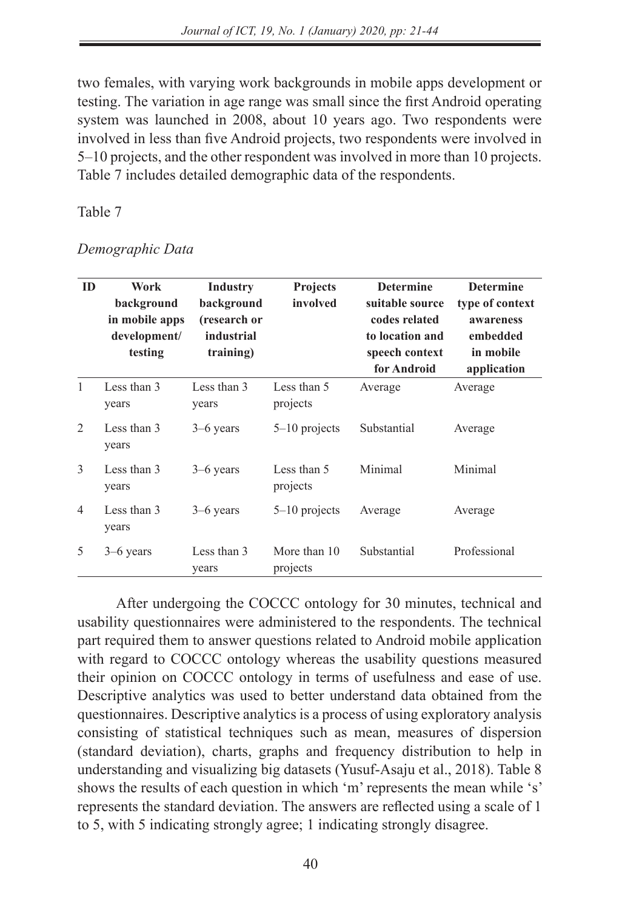two females, with varying work backgrounds in mobile apps development or testing. The variation in age range was small since the first Android operating system was launched in 2008, about 10 years ago. Two respondents were involved in less than five Android projects, two respondents were involved in 5–10 projects, and the other respondent was involved in more than 10 projects. Table 7 includes detailed demographic data of the respondents.

Table 7

*Demographic Data*

| ID | Work background in mobile apps development/ testing | Industry background (research or industrial training) | Projects involved | Determine suitable source codes related to location and speech context for Android | Determine type of context awareness embedded in mobile application |
|---|---|---|---|---|---|
| 1 | Less than 3 years | Less than 3 years | Less than 5 projects | Average | Average |
| 2 | Less than 3 years | 3–6 years | 5–10 projects | Substantial | Average |
| 3 | Less than 3 years | 3–6 years | Less than 5 projects | Minimal | Minimal |
| 4 | Less than 3 years | 3–6 years | 5–10 projects | Average | Average |
| 5 | 3–6 years | Less than 3 years | More than 10 projects | Substantial | Professional |

After undergoing the COCCC ontology for 30 minutes, technical and usability questionnaires were administered to the respondents. The technical part required them to answer questions related to Android mobile application with regard to COCCC ontology whereas the usability questions measured their opinion on COCCC ontology in terms of usefulness and ease of use. Descriptive analytics was used to better understand data obtained from the questionnaires. Descriptive analytics is a process of using exploratory analysis consisting of statistical techniques such as mean, measures of dispersion (standard deviation), charts, graphs and frequency distribution to help in understanding and visualizing big datasets (Yusuf-Asaju et al., 2018). Table 8 shows the results of each question in which 'm' represents the mean while 's' represents the standard deviation. The answers are reflected using a scale of 1 to 5, with 5 indicating strongly agree; 1 indicating strongly disagree.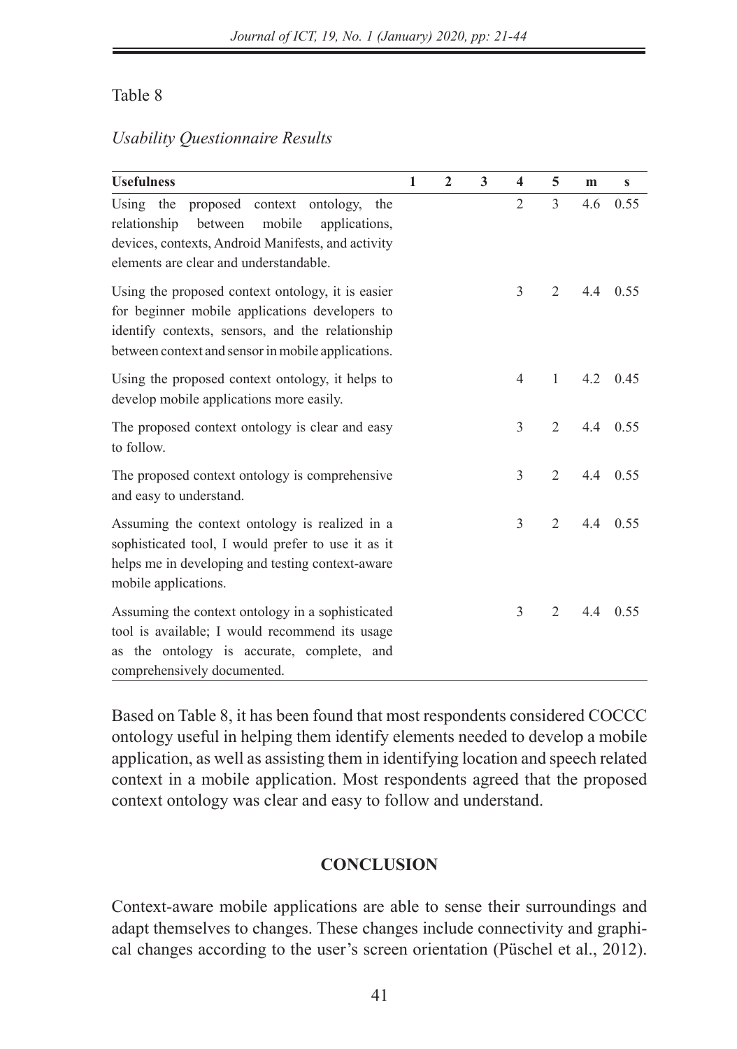Table 8

*Usability Questionnaire Results*

| **Usefulness** | **1** | **2** | **3** | **4** | **5** | **m** | **s** |
|---|---|---|---|---|---|---|---|
| Using the proposed context ontology, the relationship between mobile applications, devices, contexts, Android Manifests, and activity elements are clear and understandable. | | | | 2 | 3 | 4.6 | 0.55 |
| Using the proposed context ontology, it is easier for beginner mobile applications developers to identify contexts, sensors, and the relationship between context and sensor in mobile applications. | | | | 3 | 2 | 4.4 | 0.55 |
| Using the proposed context ontology, it helps to develop mobile applications more easily. | | | | 4 | 1 | 4.2 | 0.45 |
| The proposed context ontology is clear and easy to follow. | | | | 3 | 2 | 4.4 | 0.55 |
| The proposed context ontology is comprehensive and easy to understand. | | | | 3 | 2 | 4.4 | 0.55 |
| Assuming the context ontology is realized in a sophisticated tool, I would prefer to use it as it helps me in developing and testing context-aware mobile applications. | | | | 3 | 2 | 4.4 | 0.55 |
| Assuming the context ontology in a sophisticated tool is available; I would recommend its usage as the ontology is accurate, complete, and comprehensively documented. | | | | 3 | 2 | 4.4 | 0.55 |

Based on Table 8, it has been found that most respondents considered COCCC ontology useful in helping them identify elements needed to develop a mobile application, as well as assisting them in identifying location and speech related context in a mobile application. Most respondents agreed that the proposed context ontology was clear and easy to follow and understand.

## CONCLUSION

Context-aware mobile applications are able to sense their surroundings and adapt themselves to changes. These changes include connectivity and graphical changes according to the user's screen orientation (Püschel et al., 2012).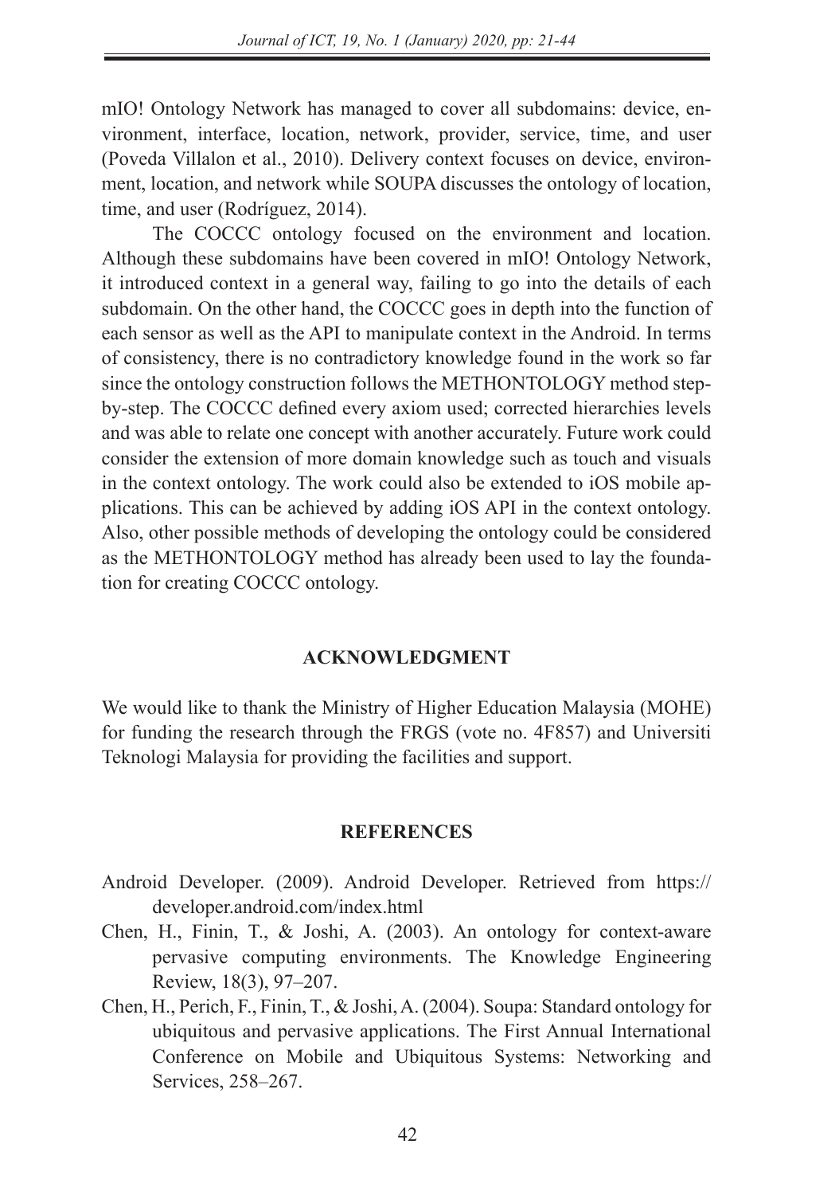mIO! Ontology Network has managed to cover all subdomains: device, environment, interface, location, network, provider, service, time, and user (Poveda Villalon et al., 2010). Delivery context focuses on device, environment, location, and network while SOUPA discusses the ontology of location, time, and user (Rodríguez, 2014).

The COCCC ontology focused on the environment and location. Although these subdomains have been covered in mIO! Ontology Network, it introduced context in a general way, failing to go into the details of each subdomain. On the other hand, the COCCC goes in depth into the function of each sensor as well as the API to manipulate context in the Android. In terms of consistency, there is no contradictory knowledge found in the work so far since the ontology construction follows the METHONTOLOGY method step-by-step. The COCCC defined every axiom used; corrected hierarchies levels and was able to relate one concept with another accurately. Future work could consider the extension of more domain knowledge such as touch and visuals in the context ontology. The work could also be extended to iOS mobile applications. This can be achieved by adding iOS API in the context ontology. Also, other possible methods of developing the ontology could be considered as the METHONTOLOGY method has already been used to lay the foundation for creating COCCC ontology.

## ACKNOWLEDGMENT

We would like to thank the Ministry of Higher Education Malaysia (MOHE) for funding the research through the FRGS (vote no. 4F857) and Universiti Teknologi Malaysia for providing the facilities and support.

## REFERENCES

Android Developer. (2009). Android Developer. Retrieved from https://developer.android.com/index.html

Chen, H., Finin, T., & Joshi, A. (2003). An ontology for context-aware pervasive computing environments. The Knowledge Engineering Review, 18(3), 97–207.

Chen, H., Perich, F., Finin, T., & Joshi, A. (2004). Soupa: Standard ontology for ubiquitous and pervasive applications. The First Annual International Conference on Mobile and Ubiquitous Systems: Networking and Services, 258–267.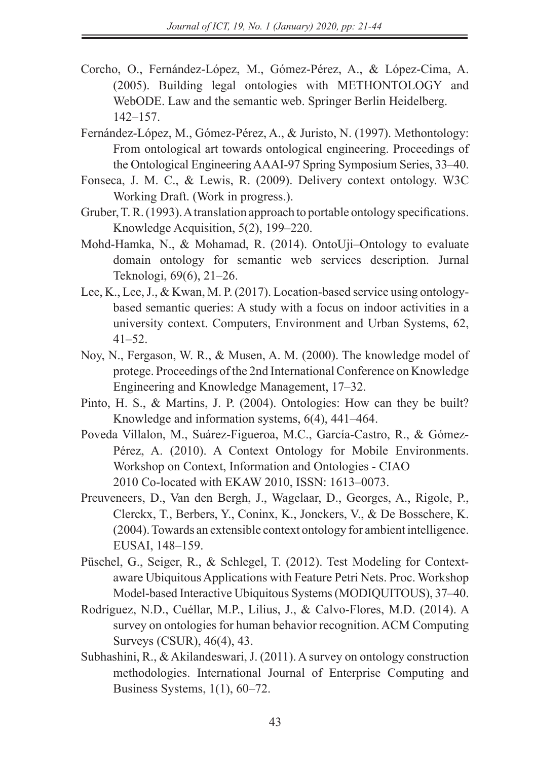Corcho, O., Fernández-López, M., Gómez-Pérez, A., & López-Cima, A. (2005). Building legal ontologies with METHONTOLOGY and WebODE. Law and the semantic web. Springer Berlin Heidelberg. 142–157.

Fernández-López, M., Gómez-Pérez, A., & Juristo, N. (1997). Methontology: From ontological art towards ontological engineering. Proceedings of the Ontological Engineering AAAI-97 Spring Symposium Series, 33–40.

Fonseca, J. M. C., & Lewis, R. (2009). Delivery context ontology. W3C Working Draft. (Work in progress.).

Gruber, T. R. (1993). A translation approach to portable ontology specifications. Knowledge Acquisition, 5(2), 199–220.

Mohd-Hamka, N., & Mohamad, R. (2014). OntoUji–Ontology to evaluate domain ontology for semantic web services description. Jurnal Teknologi, 69(6), 21–26.

Lee, K., Lee, J., & Kwan, M. P. (2017). Location-based service using ontology-based semantic queries: A study with a focus on indoor activities in a university context. Computers, Environment and Urban Systems, 62, 41–52.

Noy, N., Fergason, W. R., & Musen, A. M. (2000). The knowledge model of protege. Proceedings of the 2nd International Conference on Knowledge Engineering and Knowledge Management, 17–32.

Pinto, H. S., & Martins, J. P. (2004). Ontologies: How can they be built? Knowledge and information systems, 6(4), 441–464.

Poveda Villalon, M., Suárez-Figueroa, M.C., García-Castro, R., & Gómez-Pérez, A. (2010). A Context Ontology for Mobile Environments. Workshop on Context, Information and Ontologies - CIAO 2010 Co-located with EKAW 2010, ISSN: 1613–0073.

Preuveneers, D., Van den Bergh, J., Wagelaar, D., Georges, A., Rigole, P., Clerckx, T., Berbers, Y., Coninx, K., Jonckers, V., & De Bosschere, K. (2004). Towards an extensible context ontology for ambient intelligence. EUSAI, 148–159.

Püschel, G., Seiger, R., & Schlegel, T. (2012). Test Modeling for Context-aware Ubiquitous Applications with Feature Petri Nets. Proc. Workshop Model-based Interactive Ubiquitous Systems (MODIQUITOUS), 37–40.

Rodríguez, N.D., Cuéllar, M.P., Lilius, J., & Calvo-Flores, M.D. (2014). A survey on ontologies for human behavior recognition. ACM Computing Surveys (CSUR), 46(4), 43.

Subhashini, R., & Akilandeswari, J. (2011). A survey on ontology construction methodologies. International Journal of Enterprise Computing and Business Systems, 1(1), 60–72.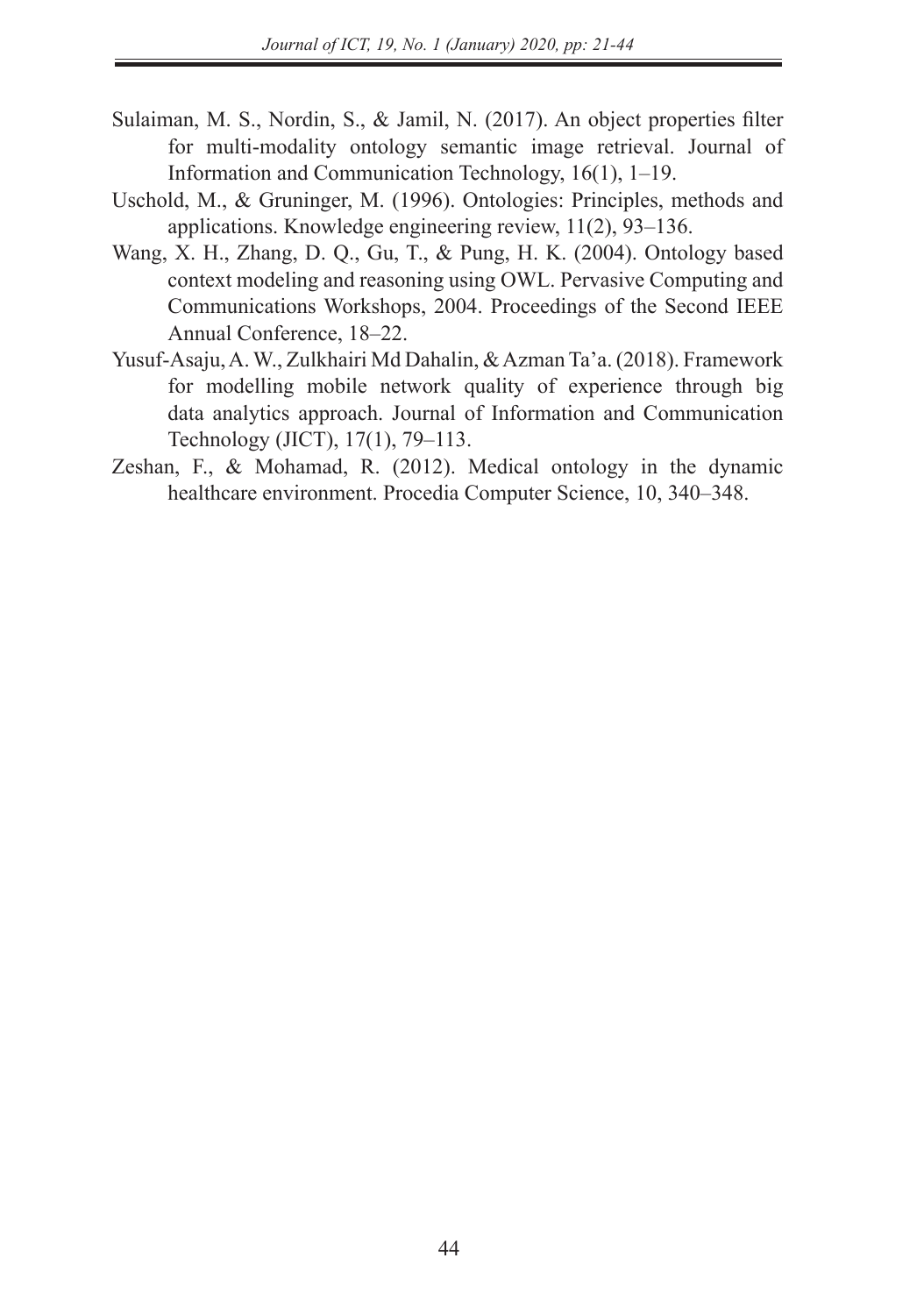Sulaiman, M. S., Nordin, S., & Jamil, N. (2017). An object properties filter for multi-modality ontology semantic image retrieval. Journal of Information and Communication Technology, 16(1), 1–19.

Uschold, M., & Gruninger, M. (1996). Ontologies: Principles, methods and applications. Knowledge engineering review, 11(2), 93–136.

Wang, X. H., Zhang, D. Q., Gu, T., & Pung, H. K. (2004). Ontology based context modeling and reasoning using OWL. Pervasive Computing and Communications Workshops, 2004. Proceedings of the Second IEEE Annual Conference, 18–22.

Yusuf-Asaju, A. W., Zulkhairi Md Dahalin, & Azman Ta'a. (2018). Framework for modelling mobile network quality of experience through big data analytics approach. Journal of Information and Communication Technology (JICT), 17(1), 79–113.

Zeshan, F., & Mohamad, R. (2012). Medical ontology in the dynamic healthcare environment. Procedia Computer Science, 10, 340–348.